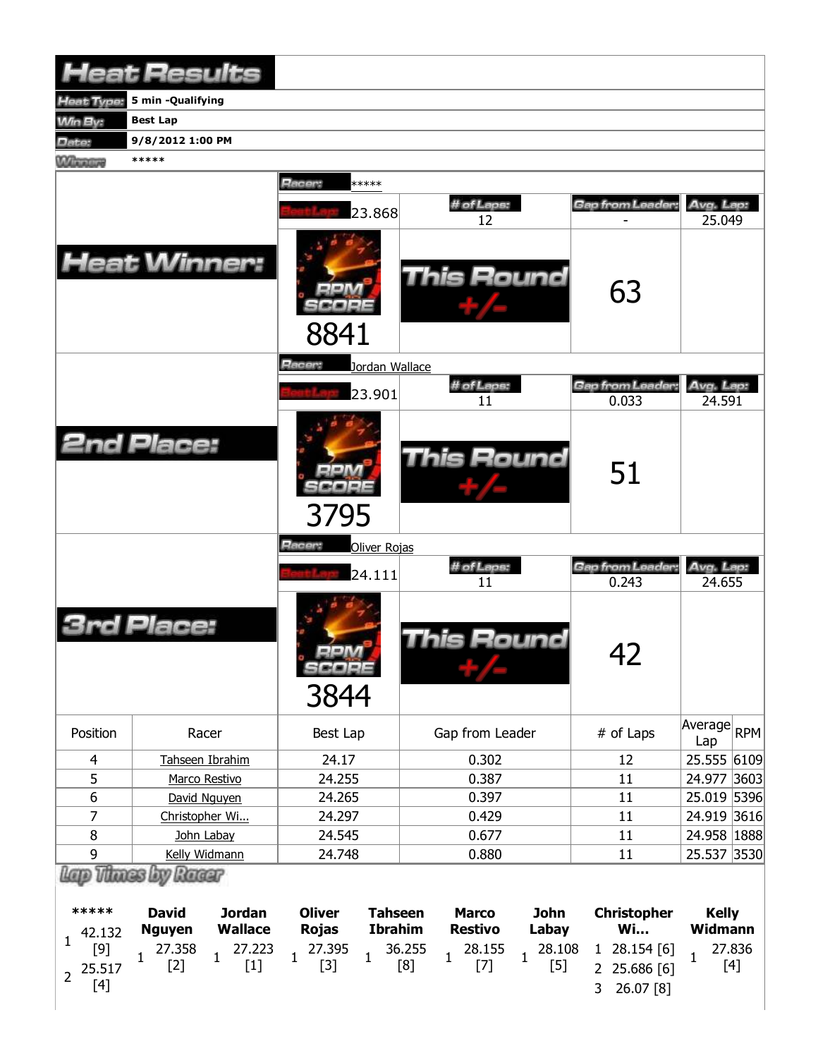# Heat Results

| | |
|---|---|
| Heat Type: | 5 min -Qualifying |
| Win By: | Best Lap |
| Date: | 9/8/2012 1:00 PM |
| Winner: | ***** |

## Heat Winner:

| Racer: | ***** | | |
|---|---|---|---|
| Best Lap: 23.868 | # of Laps: 12 | Gap from Leader: - | Avg. Lap: 25.049 |
| RPM SCORE 8841 | This Round +/- | 63 | |

## 2nd Place:

| Racer: | Jordan Wallace | | |
|---|---|---|---|
| Best Lap: 23.901 | # of Laps: 11 | Gap from Leader: 0.033 | Avg. Lap: 24.591 |
| RPM SCORE 3795 | This Round +/- | 51 | |

## 3rd Place:

| Racer: | Oliver Rojas | | |
|---|---|---|---|
| Best Lap: 24.111 | # of Laps: 11 | Gap from Leader: 0.243 | Avg. Lap: 24.655 |
| RPM SCORE 3844 | This Round +/- | 42 | |

| Position | Racer | Best Lap | Gap from Leader | # of Laps | Average Lap | RPM |
|---|---|---|---|---|---|---|
| 4 | Tahseen Ibrahim | 24.17 | 0.302 | 12 | 25.555 | 6109 |
| 5 | Marco Restivo | 24.255 | 0.387 | 11 | 24.977 | 3603 |
| 6 | David Nguyen | 24.265 | 0.397 | 11 | 25.019 | 5396 |
| 7 | Christopher Wi... | 24.297 | 0.429 | 11 | 24.919 | 3616 |
| 8 | John Labay | 24.545 | 0.677 | 11 | 24.958 | 1888 |
| 9 | Kelly Widmann | 24.748 | 0.880 | 11 | 25.537 | 3530 |

## Lap Times by Racer

| ***** | David Nguyen | Jordan Wallace | Oliver Rojas | Tahseen Ibrahim | Marco Restivo | John Labay | Christopher Wi... | Kelly Widmann |
|---|---|---|---|---|---|---|---|---|
| 1 42.132 [9] | 1 27.358 [2] | 1 27.223 [1] | 1 27.395 [3] | 1 36.255 [8] | 1 28.155 [7] | 1 28.108 [5] | 1 28.154 [6] | 1 27.836 [4] |
| 2 25.517 [4] | | | | | | | 2 25.686 [6] | |
| | | | | | | | 3 26.07 [8] | |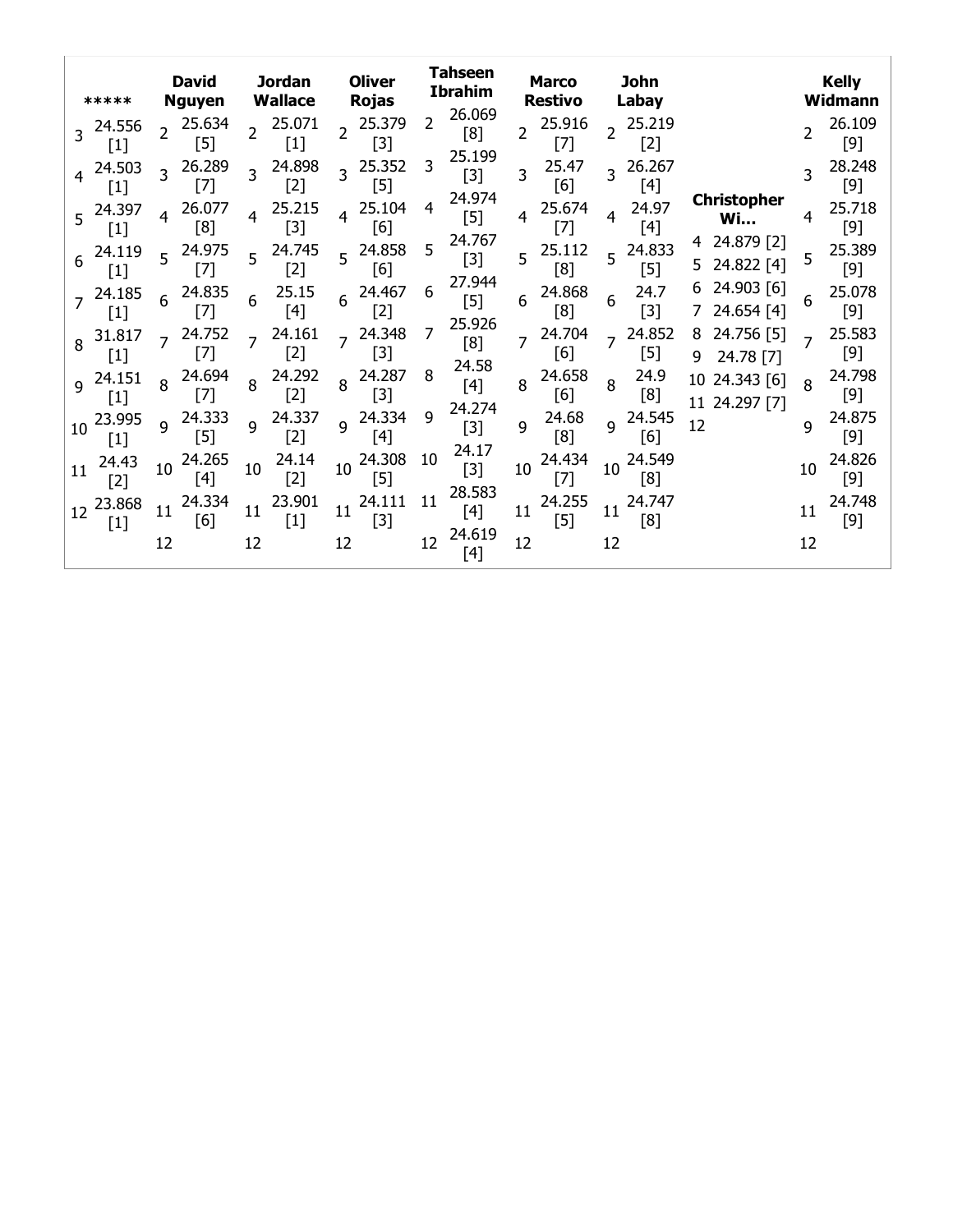| Lap | ***** | David Nguyen | Jordan Wallace | Oliver Rojas | Tahseen Ibrahim | Marco Restivo | John Labay | Christopher Wi... | Kelly Widmann |
|---|---|---|---|---|---|---|---|---|---|
| 2 | | 25.634 [5] | 25.071 [1] | 25.379 [3] | 26.069 [8] | 25.916 [7] | 25.219 [2] | | 26.109 [9] |
| 3 | 24.556 [1] | 26.289 [7] | 24.898 [2] | 25.352 [5] | 25.199 [3] | 25.47 [6] | 26.267 [4] | | 28.248 [9] |
| 4 | 24.503 [1] | 26.077 [8] | 25.215 [3] | 25.104 [6] | 24.974 [5] | 25.674 [7] | 24.97 [4] | 24.879 [2] | 25.718 [9] |
| 5 | 24.397 [1] | 24.975 [7] | 24.745 [2] | 24.858 [6] | 24.767 [3] | 25.112 [8] | 24.833 [5] | 24.822 [4] | 25.389 [9] |
| 6 | 24.119 [1] | 24.835 [7] | 25.15 [4] | 24.467 [2] | 27.944 [5] | 24.868 [8] | 24.7 [3] | 24.903 [6] | 25.078 [9] |
| 7 | 24.185 [1] | 24.752 [7] | 24.161 [2] | 24.348 [3] | 25.926 [8] | 24.704 [6] | 24.852 [5] | 24.654 [4] | 25.583 [9] |
| 8 | 31.817 [1] | 24.694 [7] | 24.292 [2] | 24.287 [3] | 24.58 [4] | 24.658 [6] | 24.9 [8] | 24.756 [5] | 24.798 [9] |
| 9 | 24.151 [1] | 24.333 [5] | 24.337 [2] | 24.334 [4] | 24.274 [3] | 24.68 [8] | 24.545 [6] | 24.78 [7] | 24.875 [9] |
| 10 | 23.995 [1] | 24.265 [4] | 24.14 [2] | 24.308 [5] | 24.17 [3] | 24.434 [7] | 24.549 [8] | 24.343 [6] | 24.826 [9] |
| 11 | 24.43 [2] | 24.334 [6] | 23.901 [1] | 24.111 [3] | 28.583 [4] | 24.255 [5] | 24.747 [8] | 24.297 [7] | 24.748 [9] |
| 12 | 23.868 [1] | | | | 24.619 [4] | | | | |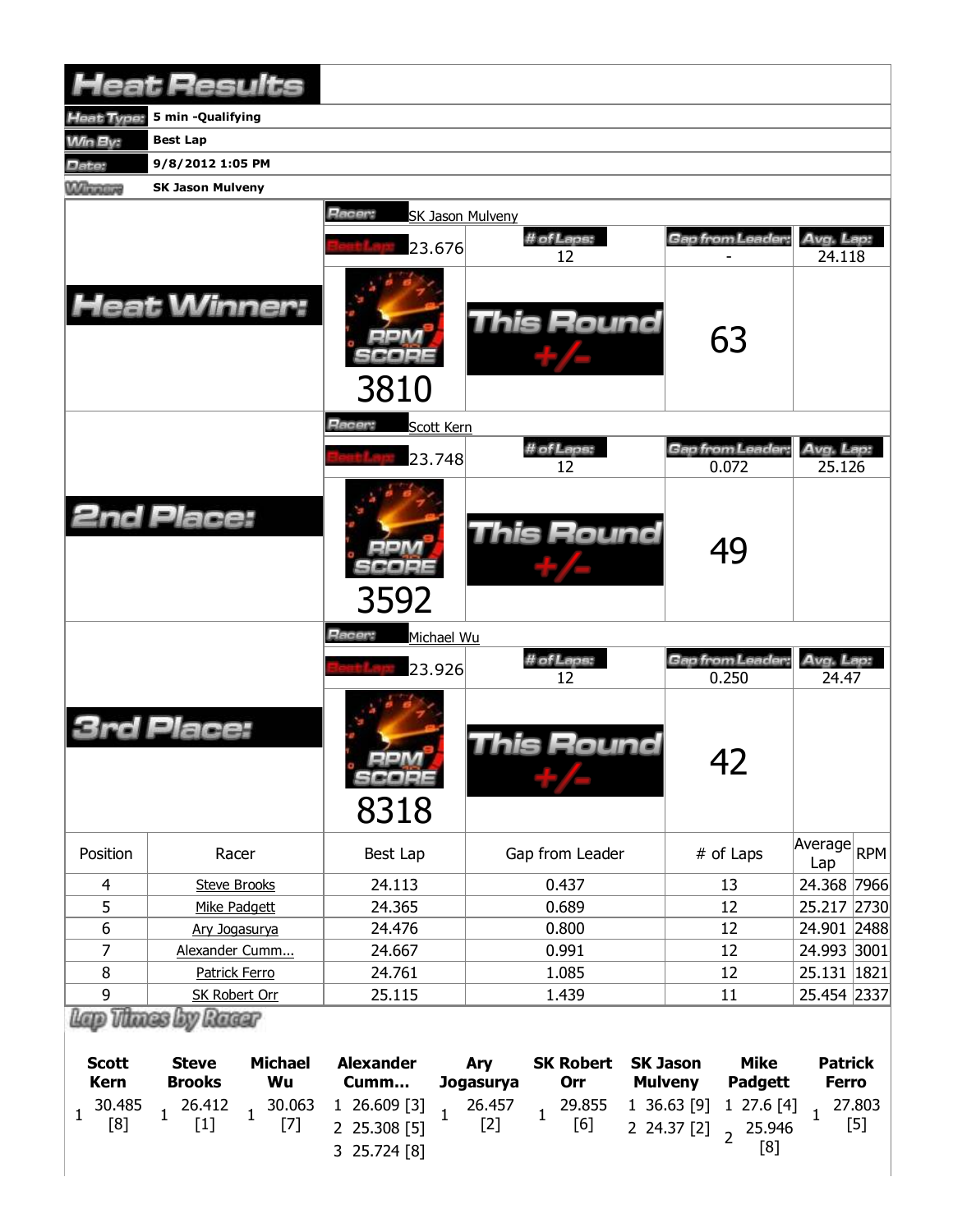# Heat Results

| | |
|---|---|
| **Heat Type:** | **5 min -Qualifying** |
| **Win By:** | **Best Lap** |
| **Date:** | **9/8/2012 1:05 PM** |
| **Winner:** | **SK Jason Mulveny** |

## Heat Winner:

**Racer:** SK Jason Mulveny

| Best Lap | # of Laps | Gap from Leader | Avg. Lap |
|---|---|---|---|
| 23.676 | 12 | - | 24.118 |

RPM SCORE: 3810

This Round +/-: 63

## 2nd Place:

**Racer:** Scott Kern

| Best Lap | # of Laps | Gap from Leader | Avg. Lap |
|---|---|---|---|
| 23.748 | 12 | 0.072 | 25.126 |

RPM SCORE: 3592

This Round +/-: 49

## 3rd Place:

**Racer:** Michael Wu

| Best Lap | # of Laps | Gap from Leader | Avg. Lap |
|---|---|---|---|
| 23.926 | 12 | 0.250 | 24.47 |

RPM SCORE: 8318

This Round +/-: 42

| Position | Racer | Best Lap | Gap from Leader | # of Laps | Average Lap | RPM |
|---|---|---|---|---|---|---|
| 4 | Steve Brooks | 24.113 | 0.437 | 13 | 24.368 | 7966 |
| 5 | Mike Padgett | 24.365 | 0.689 | 12 | 25.217 | 2730 |
| 6 | Ary Jogasurya | 24.476 | 0.800 | 12 | 24.901 | 2488 |
| 7 | Alexander Cumm... | 24.667 | 0.991 | 12 | 24.993 | 3001 |
| 8 | Patrick Ferro | 24.761 | 1.085 | 12 | 25.131 | 1821 |
| 9 | SK Robert Orr | 25.115 | 1.439 | 11 | 25.454 | 2337 |

## Lap Times by Racer

| Scott Kern | Steve Brooks | Michael Wu | Alexander Cumm... | Ary Jogasurya | SK Robert Orr | SK Jason Mulveny | Mike Padgett | Patrick Ferro |
|---|---|---|---|---|---|---|---|---|
| 1 30.485 [8] | 1 26.412 [1] | 1 30.063 [7] | 1 26.609 [3] | 1 26.457 [2] | 1 29.855 [6] | 1 36.63 [9] | 1 27.6 [4] | 1 27.803 [5] |
| | | | 2 25.308 [5] | | | 2 24.37 [2] | 2 25.946 [8] | |
| | | | 3 25.724 [8] | | | | | |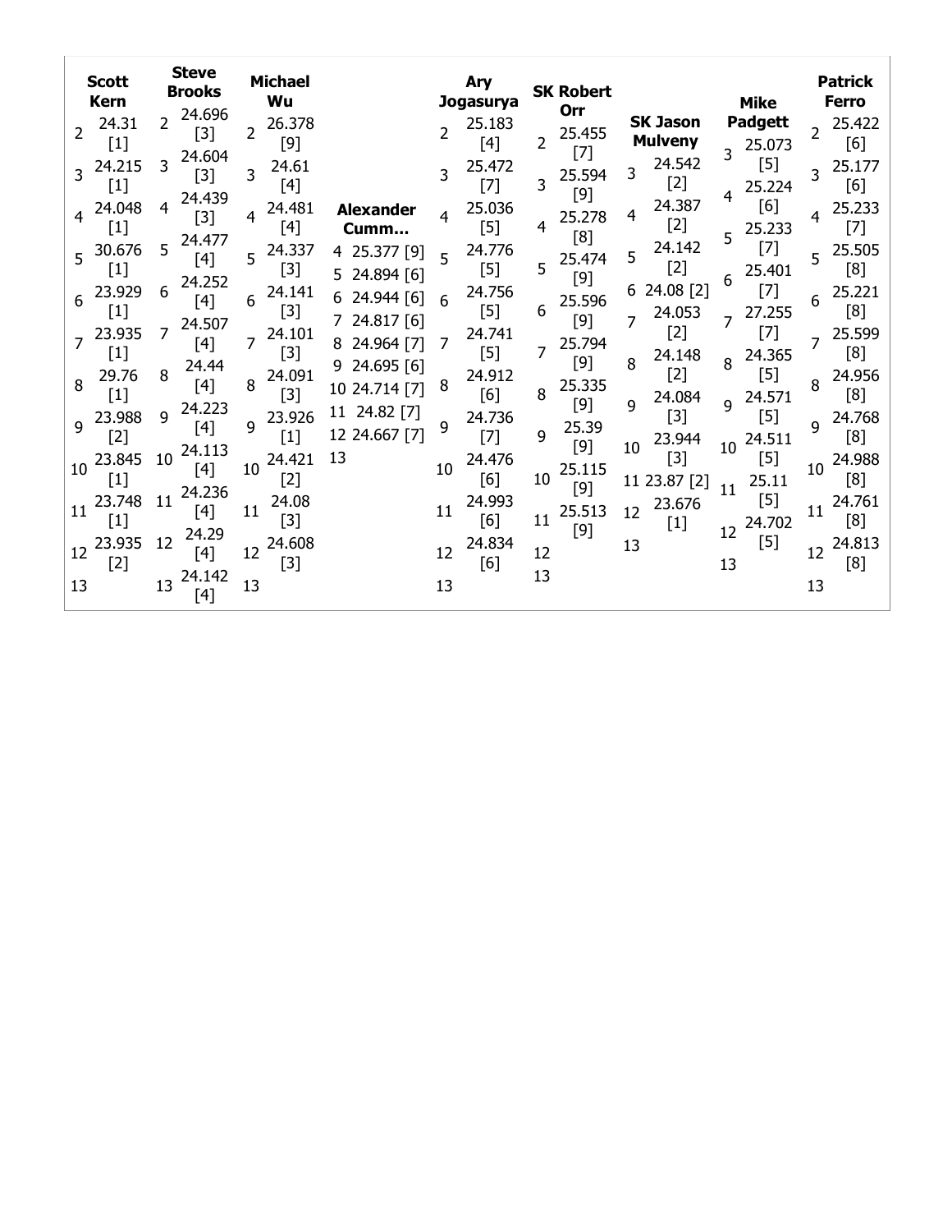| Lap | Scott Kern | Steve Brooks | Michael Wu | Alexander Cumm... | Ary Jogasurya | SK Robert Orr | SK Jason Mulveny | Mike Padgett | Patrick Ferro |
|---|---|---|---|---|---|---|---|---|---|
| 2 | 24.31 [1] | 24.696 [3] | 26.378 [9] | | 25.183 [4] | 25.455 [7] | | | 25.422 [6] |
| 3 | 24.215 [1] | 24.604 [3] | 24.61 [4] | | 25.472 [7] | 25.594 [9] | 24.542 [2] | 25.073 [5] | 25.177 [6] |
| 4 | 24.048 [1] | 24.439 [3] | 24.481 [4] | 25.377 [9] | 25.036 [5] | 25.278 [8] | 24.387 [2] | 25.224 [6] | 25.233 [7] |
| 5 | 30.676 [1] | 24.477 [4] | 24.337 [3] | 24.894 [6] | 24.776 [5] | 25.474 [9] | 24.142 [2] | 25.233 [7] | 25.505 [8] |
| 6 | 23.929 [1] | 24.252 [4] | 24.141 [3] | 24.944 [6] | 24.756 [5] | 25.596 [9] | 24.08 [2] | 25.401 [7] | 25.221 [8] |
| 7 | 23.935 [1] | 24.507 [4] | 24.101 [3] | 24.817 [6] | 24.741 [5] | 25.794 [9] | 24.053 [2] | 27.255 [7] | 25.599 [8] |
| 8 | 29.76 [1] | 24.44 [4] | 24.091 [3] | 24.964 [7] | 24.912 [6] | 25.335 [9] | 24.148 [2] | 24.365 [5] | 24.956 [8] |
| 9 | 23.988 [2] | 24.223 [4] | 23.926 [1] | 24.695 [6] | 24.736 [7] | 25.39 [9] | 24.084 [3] | 24.571 [5] | 24.768 [8] |
| 10 | 23.845 [1] | 24.113 [4] | 24.421 [2] | 24.714 [7] | 24.476 [6] | 25.115 [9] | 23.944 [3] | 24.511 [5] | 24.988 [8] |
| 11 | 23.748 [1] | 24.236 [4] | 24.08 [3] | 24.82 [7] | 24.993 [6] | 25.513 [9] | 23.87 [2] | 25.11 [5] | 24.761 [8] |
| 12 | 23.935 [2] | 24.29 [4] | 24.608 [3] | 24.667 [7] | 24.834 [6] | | 23.676 [1] | 24.702 [5] | 24.813 [8] |
| 13 | | 24.142 [4] | | | | | | | |